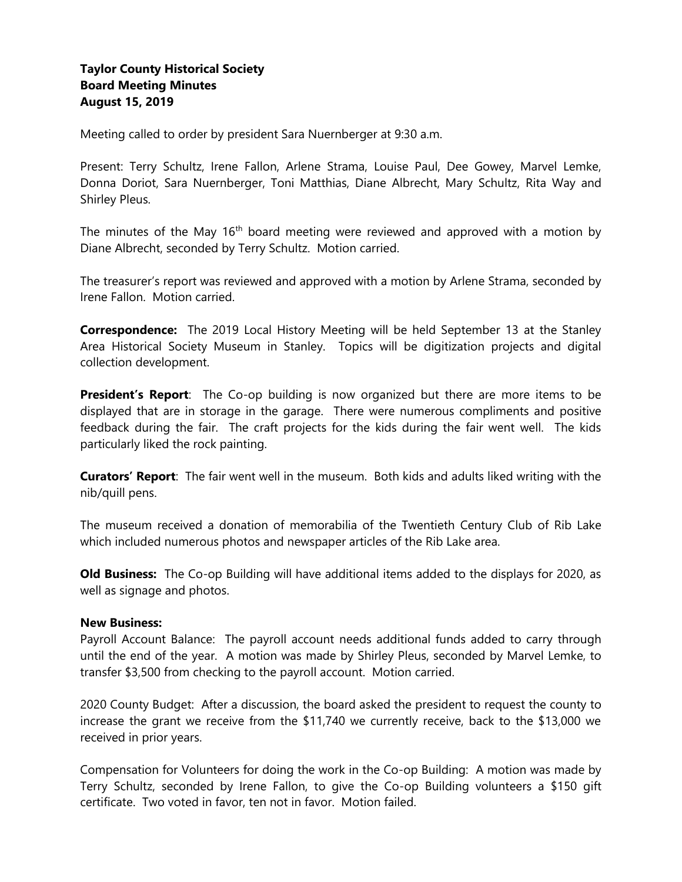**Taylor County Historical Society**
**Board Meeting Minutes**
**August 15, 2019**

Meeting called to order by president Sara Nuernberger at 9:30 a.m.

Present: Terry Schultz, Irene Fallon, Arlene Strama, Louise Paul, Dee Gowey, Marvel Lemke, Donna Doriot, Sara Nuernberger, Toni Matthias, Diane Albrecht, Mary Schultz, Rita Way and Shirley Pleus.

The minutes of the May 16th board meeting were reviewed and approved with a motion by Diane Albrecht, seconded by Terry Schultz. Motion carried.

The treasurer's report was reviewed and approved with a motion by Arlene Strama, seconded by Irene Fallon. Motion carried.

**Correspondence:** The 2019 Local History Meeting will be held September 13 at the Stanley Area Historical Society Museum in Stanley. Topics will be digitization projects and digital collection development.

**President's Report**: The Co-op building is now organized but there are more items to be displayed that are in storage in the garage. There were numerous compliments and positive feedback during the fair. The craft projects for the kids during the fair went well. The kids particularly liked the rock painting.

**Curators' Report**: The fair went well in the museum. Both kids and adults liked writing with the nib/quill pens.

The museum received a donation of memorabilia of the Twentieth Century Club of Rib Lake which included numerous photos and newspaper articles of the Rib Lake area.

**Old Business:** The Co-op Building will have additional items added to the displays for 2020, as well as signage and photos.

**New Business:**

Payroll Account Balance: The payroll account needs additional funds added to carry through until the end of the year. A motion was made by Shirley Pleus, seconded by Marvel Lemke, to transfer $3,500 from checking to the payroll account. Motion carried.

2020 County Budget: After a discussion, the board asked the president to request the county to increase the grant we receive from the $11,740 we currently receive, back to the $13,000 we received in prior years.

Compensation for Volunteers for doing the work in the Co-op Building: A motion was made by Terry Schultz, seconded by Irene Fallon, to give the Co-op Building volunteers a $150 gift certificate. Two voted in favor, ten not in favor. Motion failed.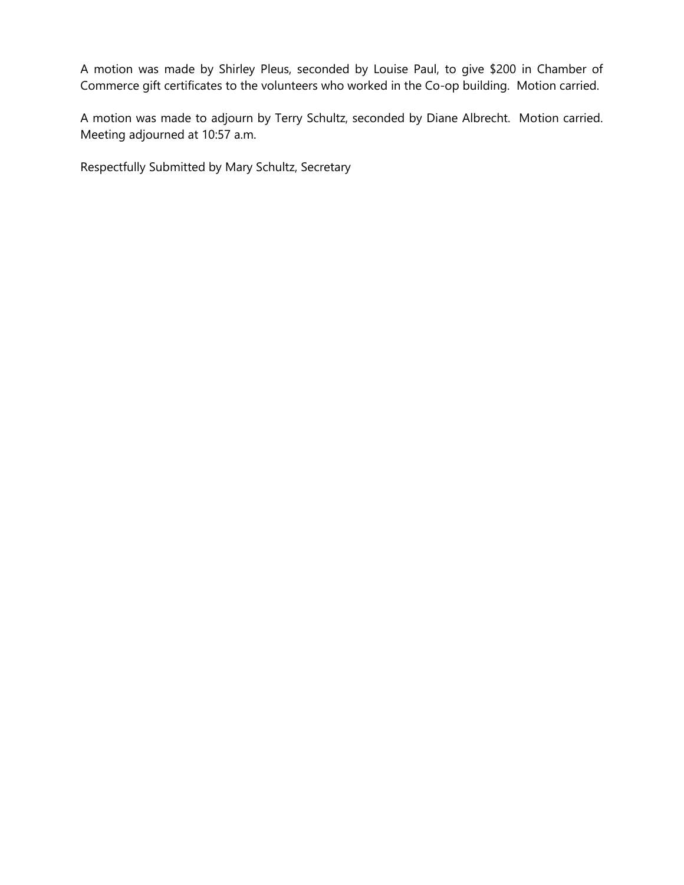A motion was made by Shirley Pleus, seconded by Louise Paul, to give $200 in Chamber of Commerce gift certificates to the volunteers who worked in the Co-op building. Motion carried.

A motion was made to adjourn by Terry Schultz, seconded by Diane Albrecht. Motion carried. Meeting adjourned at 10:57 a.m.

Respectfully Submitted by Mary Schultz, Secretary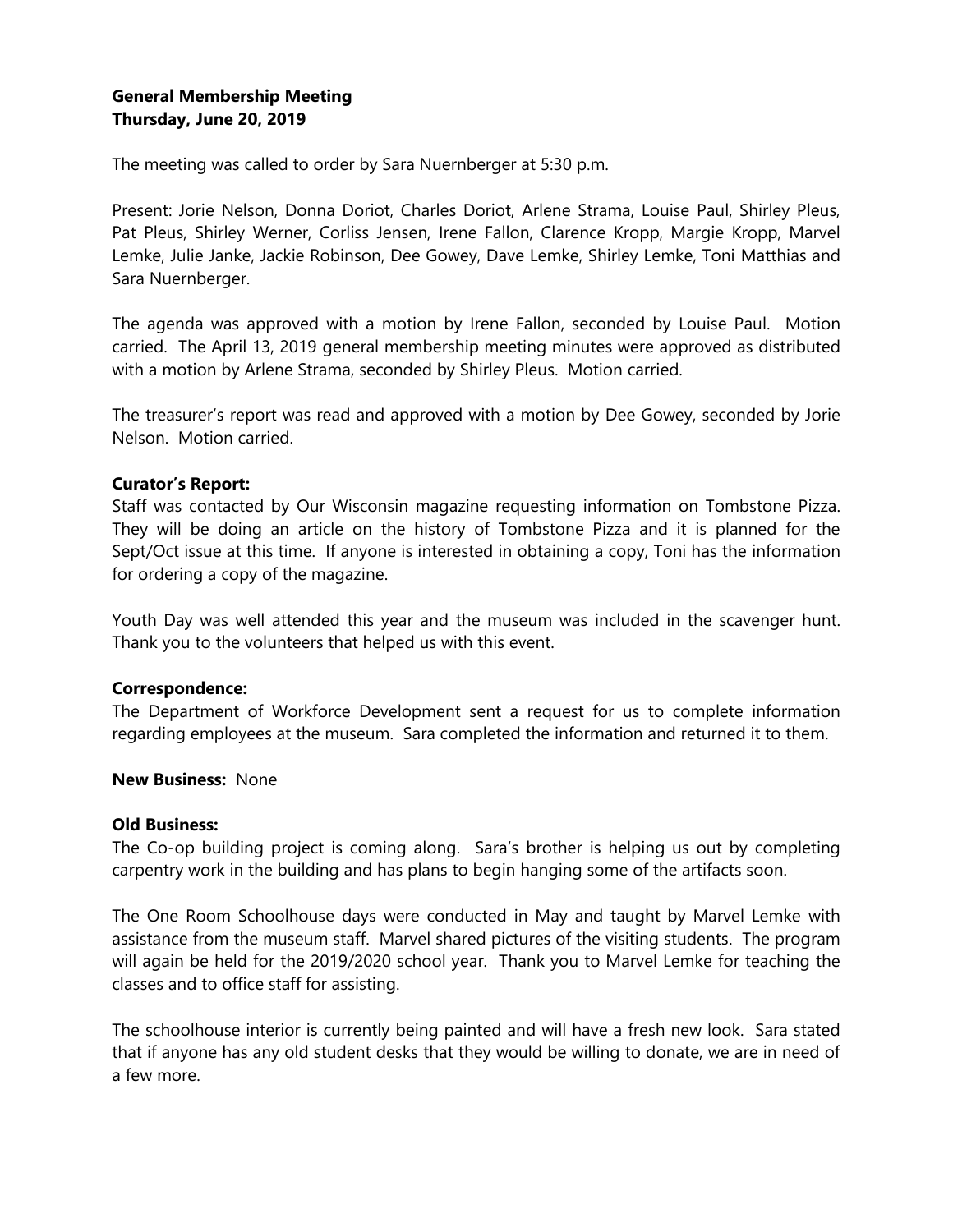**General Membership Meeting**
**Thursday, June 20, 2019**

The meeting was called to order by Sara Nuernberger at 5:30 p.m.

Present: Jorie Nelson, Donna Doriot, Charles Doriot, Arlene Strama, Louise Paul, Shirley Pleus, Pat Pleus, Shirley Werner, Corliss Jensen, Irene Fallon, Clarence Kropp, Margie Kropp, Marvel Lemke, Julie Janke, Jackie Robinson, Dee Gowey, Dave Lemke, Shirley Lemke, Toni Matthias and Sara Nuernberger.

The agenda was approved with a motion by Irene Fallon, seconded by Louise Paul. Motion carried. The April 13, 2019 general membership meeting minutes were approved as distributed with a motion by Arlene Strama, seconded by Shirley Pleus. Motion carried.

The treasurer's report was read and approved with a motion by Dee Gowey, seconded by Jorie Nelson. Motion carried.

**Curator's Report:**
Staff was contacted by Our Wisconsin magazine requesting information on Tombstone Pizza. They will be doing an article on the history of Tombstone Pizza and it is planned for the Sept/Oct issue at this time. If anyone is interested in obtaining a copy, Toni has the information for ordering a copy of the magazine.

Youth Day was well attended this year and the museum was included in the scavenger hunt. Thank you to the volunteers that helped us with this event.

**Correspondence:**
The Department of Workforce Development sent a request for us to complete information regarding employees at the museum. Sara completed the information and returned it to them.

**New Business:** None

**Old Business:**
The Co-op building project is coming along. Sara's brother is helping us out by completing carpentry work in the building and has plans to begin hanging some of the artifacts soon.

The One Room Schoolhouse days were conducted in May and taught by Marvel Lemke with assistance from the museum staff. Marvel shared pictures of the visiting students. The program will again be held for the 2019/2020 school year. Thank you to Marvel Lemke for teaching the classes and to office staff for assisting.

The schoolhouse interior is currently being painted and will have a fresh new look. Sara stated that if anyone has any old student desks that they would be willing to donate, we are in need of a few more.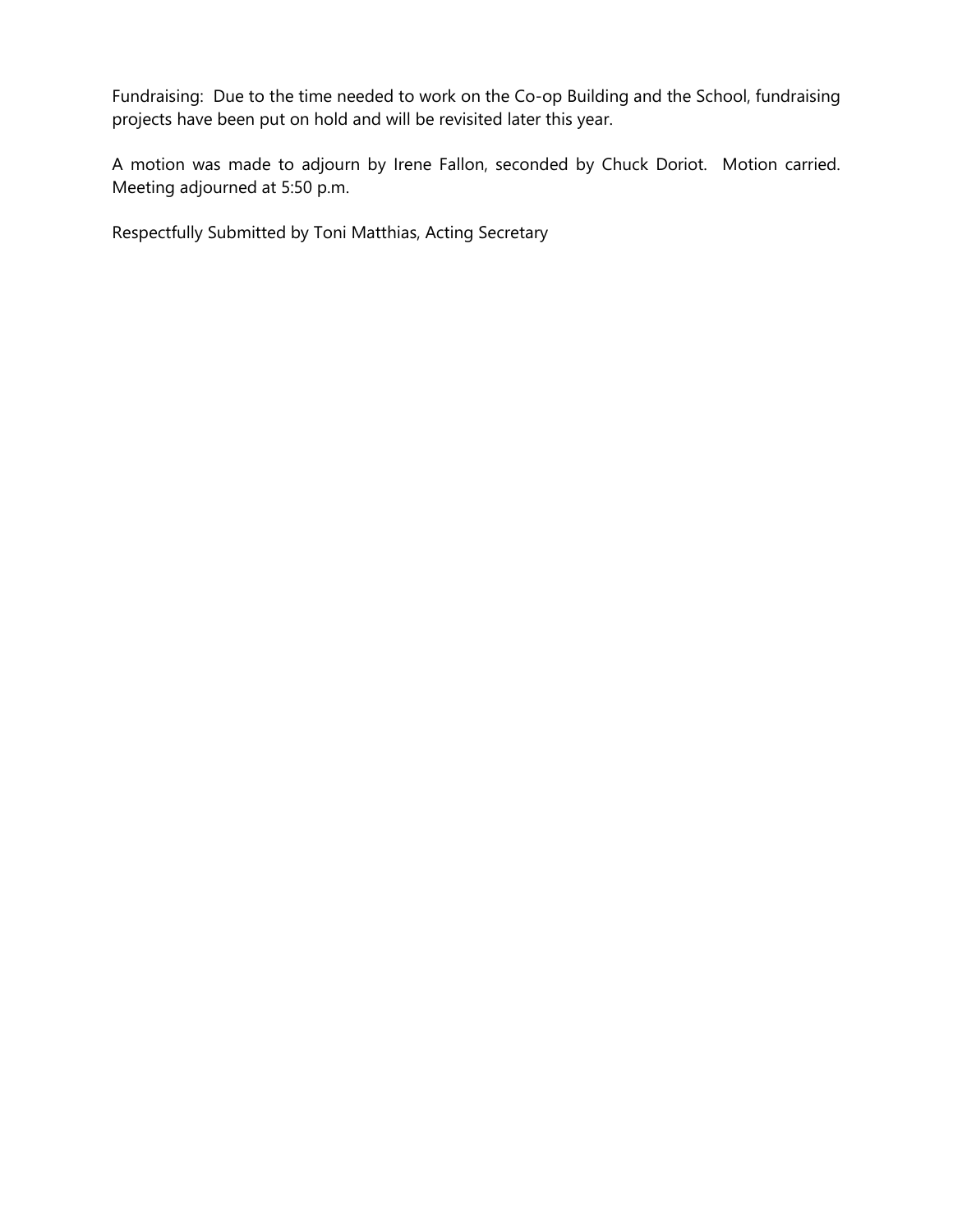Fundraising: Due to the time needed to work on the Co-op Building and the School, fundraising projects have been put on hold and will be revisited later this year.

A motion was made to adjourn by Irene Fallon, seconded by Chuck Doriot. Motion carried. Meeting adjourned at 5:50 p.m.

Respectfully Submitted by Toni Matthias, Acting Secretary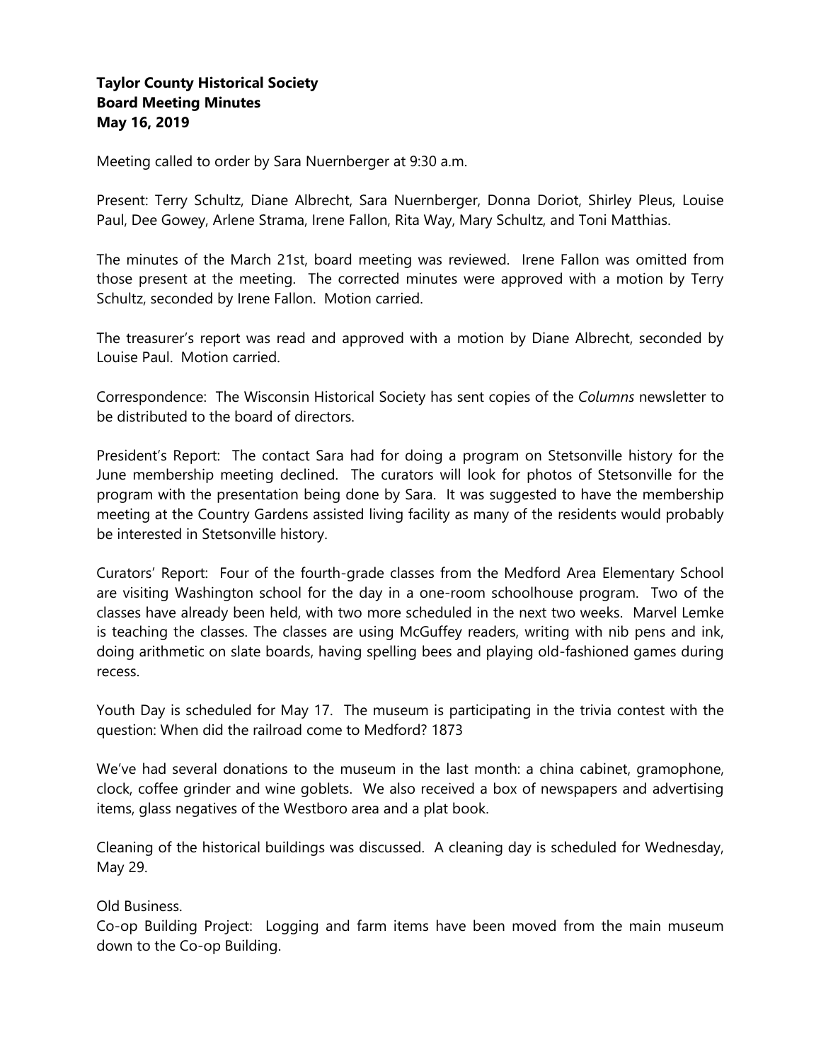**Taylor County Historical Society**
**Board Meeting Minutes**
**May 16, 2019**

Meeting called to order by Sara Nuernberger at 9:30 a.m.

Present: Terry Schultz, Diane Albrecht, Sara Nuernberger, Donna Doriot, Shirley Pleus, Louise Paul, Dee Gowey, Arlene Strama, Irene Fallon, Rita Way, Mary Schultz, and Toni Matthias.

The minutes of the March 21st, board meeting was reviewed. Irene Fallon was omitted from those present at the meeting. The corrected minutes were approved with a motion by Terry Schultz, seconded by Irene Fallon. Motion carried.

The treasurer's report was read and approved with a motion by Diane Albrecht, seconded by Louise Paul. Motion carried.

Correspondence: The Wisconsin Historical Society has sent copies of the *Columns* newsletter to be distributed to the board of directors.

President's Report: The contact Sara had for doing a program on Stetsonville history for the June membership meeting declined. The curators will look for photos of Stetsonville for the program with the presentation being done by Sara. It was suggested to have the membership meeting at the Country Gardens assisted living facility as many of the residents would probably be interested in Stetsonville history.

Curators' Report: Four of the fourth-grade classes from the Medford Area Elementary School are visiting Washington school for the day in a one-room schoolhouse program. Two of the classes have already been held, with two more scheduled in the next two weeks. Marvel Lemke is teaching the classes. The classes are using McGuffey readers, writing with nib pens and ink, doing arithmetic on slate boards, having spelling bees and playing old-fashioned games during recess.

Youth Day is scheduled for May 17. The museum is participating in the trivia contest with the question: When did the railroad come to Medford? 1873

We've had several donations to the museum in the last month: a china cabinet, gramophone, clock, coffee grinder and wine goblets. We also received a box of newspapers and advertising items, glass negatives of the Westboro area and a plat book.

Cleaning of the historical buildings was discussed. A cleaning day is scheduled for Wednesday, May 29.

Old Business.
Co-op Building Project: Logging and farm items have been moved from the main museum down to the Co-op Building.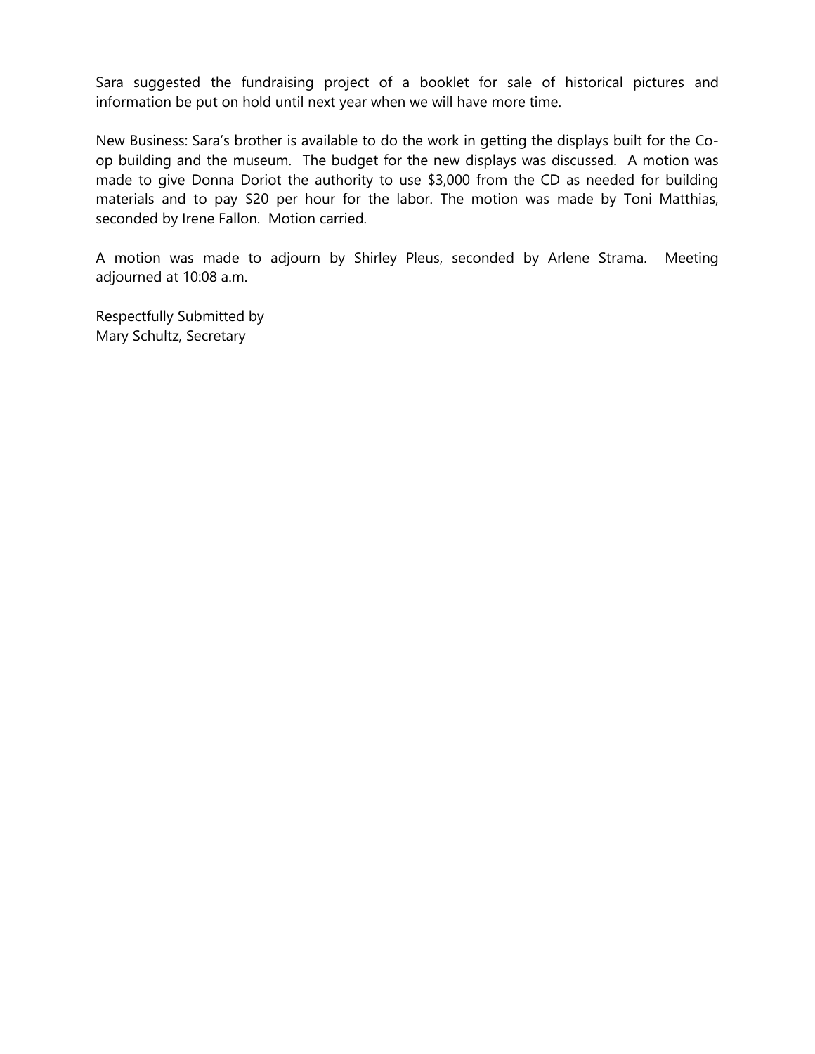Sara suggested the fundraising project of a booklet for sale of historical pictures and information be put on hold until next year when we will have more time.

New Business: Sara's brother is available to do the work in getting the displays built for the Co-op building and the museum. The budget for the new displays was discussed. A motion was made to give Donna Doriot the authority to use $3,000 from the CD as needed for building materials and to pay $20 per hour for the labor. The motion was made by Toni Matthias, seconded by Irene Fallon. Motion carried.

A motion was made to adjourn by Shirley Pleus, seconded by Arlene Strama. Meeting adjourned at 10:08 a.m.

Respectfully Submitted by
Mary Schultz, Secretary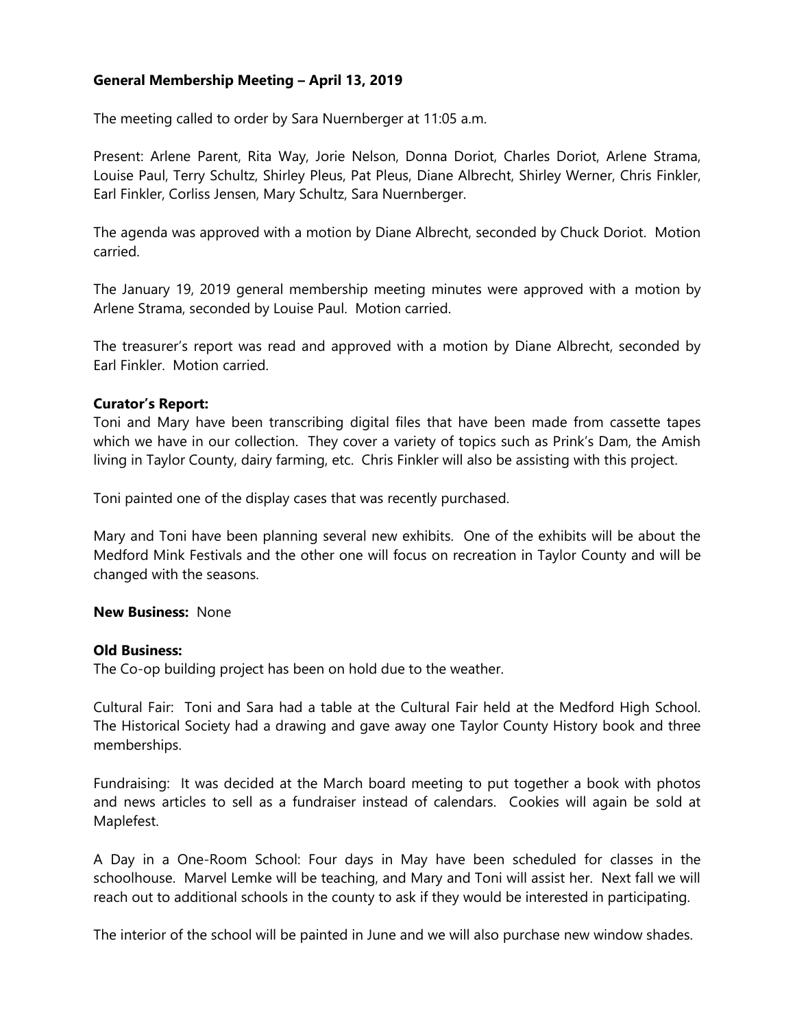**General Membership Meeting – April 13, 2019**

The meeting called to order by Sara Nuernberger at 11:05 a.m.

Present: Arlene Parent, Rita Way, Jorie Nelson, Donna Doriot, Charles Doriot, Arlene Strama, Louise Paul, Terry Schultz, Shirley Pleus, Pat Pleus, Diane Albrecht, Shirley Werner, Chris Finkler, Earl Finkler, Corliss Jensen, Mary Schultz, Sara Nuernberger.

The agenda was approved with a motion by Diane Albrecht, seconded by Chuck Doriot. Motion carried.

The January 19, 2019 general membership meeting minutes were approved with a motion by Arlene Strama, seconded by Louise Paul. Motion carried.

The treasurer's report was read and approved with a motion by Diane Albrecht, seconded by Earl Finkler. Motion carried.

**Curator's Report:**
Toni and Mary have been transcribing digital files that have been made from cassette tapes which we have in our collection. They cover a variety of topics such as Prink's Dam, the Amish living in Taylor County, dairy farming, etc. Chris Finkler will also be assisting with this project.

Toni painted one of the display cases that was recently purchased.

Mary and Toni have been planning several new exhibits. One of the exhibits will be about the Medford Mink Festivals and the other one will focus on recreation in Taylor County and will be changed with the seasons.

**New Business:** None

**Old Business:**
The Co-op building project has been on hold due to the weather.

Cultural Fair: Toni and Sara had a table at the Cultural Fair held at the Medford High School. The Historical Society had a drawing and gave away one Taylor County History book and three memberships.

Fundraising: It was decided at the March board meeting to put together a book with photos and news articles to sell as a fundraiser instead of calendars. Cookies will again be sold at Maplefest.

A Day in a One-Room School: Four days in May have been scheduled for classes in the schoolhouse. Marvel Lemke will be teaching, and Mary and Toni will assist her. Next fall we will reach out to additional schools in the county to ask if they would be interested in participating.

The interior of the school will be painted in June and we will also purchase new window shades.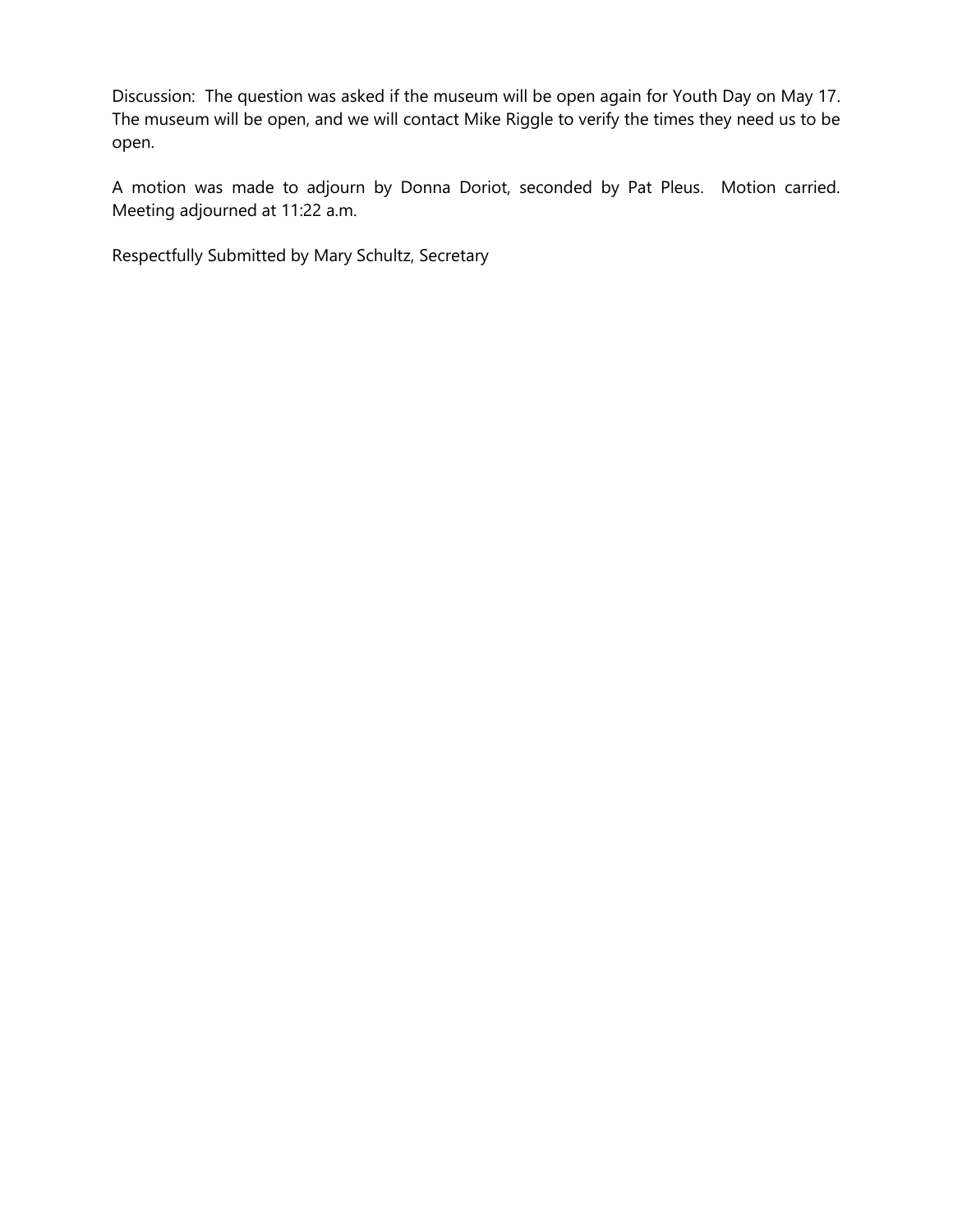Discussion: The question was asked if the museum will be open again for Youth Day on May 17. The museum will be open, and we will contact Mike Riggle to verify the times they need us to be open.

A motion was made to adjourn by Donna Doriot, seconded by Pat Pleus. Motion carried. Meeting adjourned at 11:22 a.m.

Respectfully Submitted by Mary Schultz, Secretary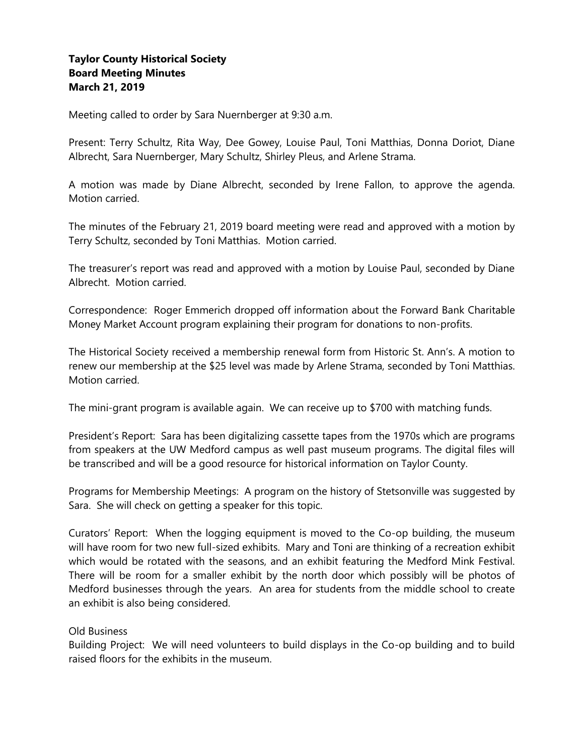**Taylor County Historical Society**
**Board Meeting Minutes**
**March 21, 2019**

Meeting called to order by Sara Nuernberger at 9:30 a.m.

Present: Terry Schultz, Rita Way, Dee Gowey, Louise Paul, Toni Matthias, Donna Doriot, Diane Albrecht, Sara Nuernberger, Mary Schultz, Shirley Pleus, and Arlene Strama.

A motion was made by Diane Albrecht, seconded by Irene Fallon, to approve the agenda. Motion carried.

The minutes of the February 21, 2019 board meeting were read and approved with a motion by Terry Schultz, seconded by Toni Matthias. Motion carried.

The treasurer's report was read and approved with a motion by Louise Paul, seconded by Diane Albrecht. Motion carried.

Correspondence: Roger Emmerich dropped off information about the Forward Bank Charitable Money Market Account program explaining their program for donations to non-profits.

The Historical Society received a membership renewal form from Historic St. Ann's. A motion to renew our membership at the $25 level was made by Arlene Strama, seconded by Toni Matthias. Motion carried.

The mini-grant program is available again. We can receive up to $700 with matching funds.

President's Report: Sara has been digitalizing cassette tapes from the 1970s which are programs from speakers at the UW Medford campus as well past museum programs. The digital files will be transcribed and will be a good resource for historical information on Taylor County.

Programs for Membership Meetings: A program on the history of Stetsonville was suggested by Sara. She will check on getting a speaker for this topic.

Curators' Report: When the logging equipment is moved to the Co-op building, the museum will have room for two new full-sized exhibits. Mary and Toni are thinking of a recreation exhibit which would be rotated with the seasons, and an exhibit featuring the Medford Mink Festival. There will be room for a smaller exhibit by the north door which possibly will be photos of Medford businesses through the years. An area for students from the middle school to create an exhibit is also being considered.

Old Business

Building Project: We will need volunteers to build displays in the Co-op building and to build raised floors for the exhibits in the museum.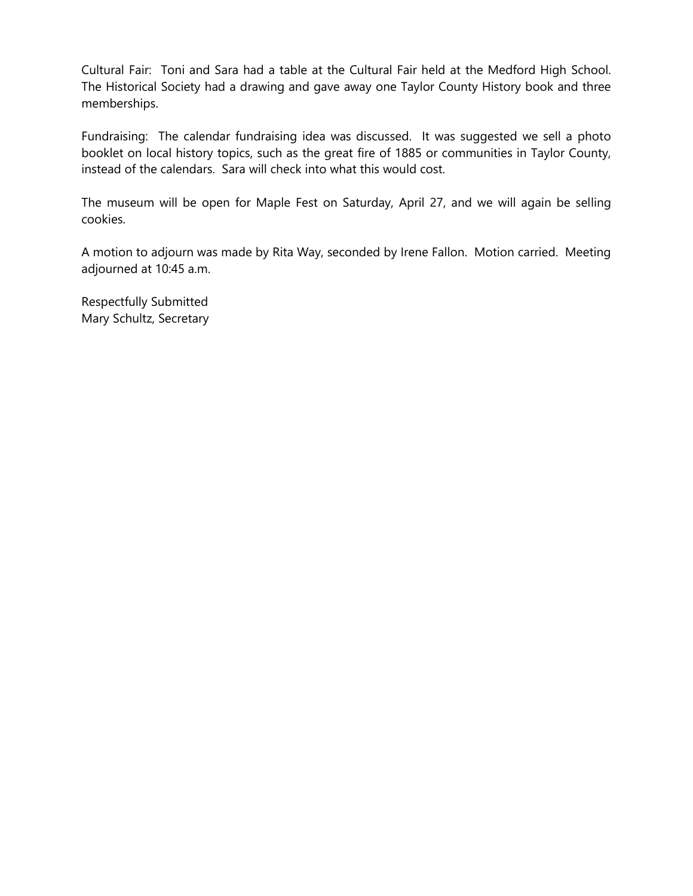Cultural Fair: Toni and Sara had a table at the Cultural Fair held at the Medford High School. The Historical Society had a drawing and gave away one Taylor County History book and three memberships.

Fundraising: The calendar fundraising idea was discussed. It was suggested we sell a photo booklet on local history topics, such as the great fire of 1885 or communities in Taylor County, instead of the calendars. Sara will check into what this would cost.

The museum will be open for Maple Fest on Saturday, April 27, and we will again be selling cookies.

A motion to adjourn was made by Rita Way, seconded by Irene Fallon. Motion carried. Meeting adjourned at 10:45 a.m.

Respectfully Submitted
Mary Schultz, Secretary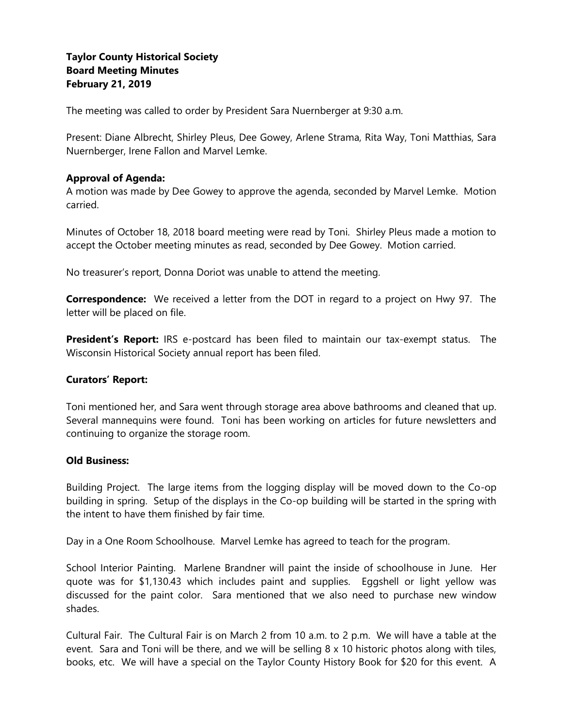**Taylor County Historical Society**
**Board Meeting Minutes**
**February 21, 2019**

The meeting was called to order by President Sara Nuernberger at 9:30 a.m.

Present: Diane Albrecht, Shirley Pleus, Dee Gowey, Arlene Strama, Rita Way, Toni Matthias, Sara Nuernberger, Irene Fallon and Marvel Lemke.

**Approval of Agenda:**
A motion was made by Dee Gowey to approve the agenda, seconded by Marvel Lemke. Motion carried.

Minutes of October 18, 2018 board meeting were read by Toni. Shirley Pleus made a motion to accept the October meeting minutes as read, seconded by Dee Gowey. Motion carried.

No treasurer's report, Donna Doriot was unable to attend the meeting.

**Correspondence:** We received a letter from the DOT in regard to a project on Hwy 97. The letter will be placed on file.

**President's Report:** IRS e-postcard has been filed to maintain our tax-exempt status. The Wisconsin Historical Society annual report has been filed.

**Curators' Report:**

Toni mentioned her, and Sara went through storage area above bathrooms and cleaned that up. Several mannequins were found. Toni has been working on articles for future newsletters and continuing to organize the storage room.

**Old Business:**

Building Project. The large items from the logging display will be moved down to the Co-op building in spring. Setup of the displays in the Co-op building will be started in the spring with the intent to have them finished by fair time.

Day in a One Room Schoolhouse. Marvel Lemke has agreed to teach for the program.

School Interior Painting. Marlene Brandner will paint the inside of schoolhouse in June. Her quote was for $1,130.43 which includes paint and supplies. Eggshell or light yellow was discussed for the paint color. Sara mentioned that we also need to purchase new window shades.

Cultural Fair. The Cultural Fair is on March 2 from 10 a.m. to 2 p.m. We will have a table at the event. Sara and Toni will be there, and we will be selling 8 x 10 historic photos along with tiles, books, etc. We will have a special on the Taylor County History Book for $20 for this event. A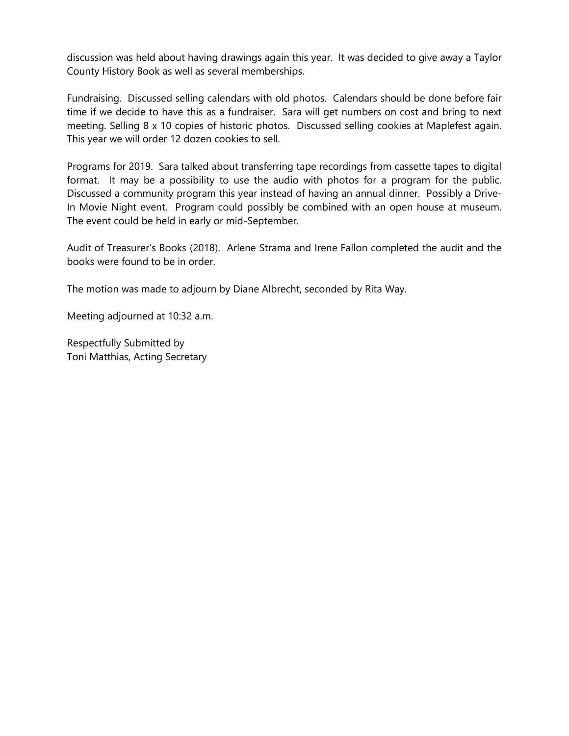discussion was held about having drawings again this year. It was decided to give away a Taylor County History Book as well as several memberships.

Fundraising. Discussed selling calendars with old photos. Calendars should be done before fair time if we decide to have this as a fundraiser. Sara will get numbers on cost and bring to next meeting. Selling 8 x 10 copies of historic photos. Discussed selling cookies at Maplefest again. This year we will order 12 dozen cookies to sell.

Programs for 2019. Sara talked about transferring tape recordings from cassette tapes to digital format. It may be a possibility to use the audio with photos for a program for the public. Discussed a community program this year instead of having an annual dinner. Possibly a Drive-In Movie Night event. Program could possibly be combined with an open house at museum. The event could be held in early or mid-September.

Audit of Treasurer's Books (2018). Arlene Strama and Irene Fallon completed the audit and the books were found to be in order.

The motion was made to adjourn by Diane Albrecht, seconded by Rita Way.

Meeting adjourned at 10:32 a.m.

Respectfully Submitted by  
Toni Matthias, Acting Secretary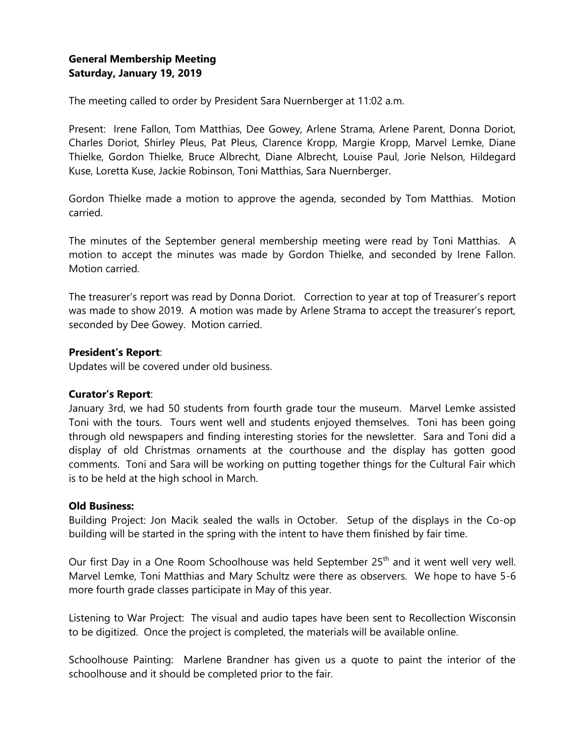**General Membership Meeting**
**Saturday, January 19, 2019**

The meeting called to order by President Sara Nuernberger at 11:02 a.m.

Present: Irene Fallon, Tom Matthias, Dee Gowey, Arlene Strama, Arlene Parent, Donna Doriot, Charles Doriot, Shirley Pleus, Pat Pleus, Clarence Kropp, Margie Kropp, Marvel Lemke, Diane Thielke, Gordon Thielke, Bruce Albrecht, Diane Albrecht, Louise Paul, Jorie Nelson, Hildegard Kuse, Loretta Kuse, Jackie Robinson, Toni Matthias, Sara Nuernberger.

Gordon Thielke made a motion to approve the agenda, seconded by Tom Matthias. Motion carried.

The minutes of the September general membership meeting were read by Toni Matthias. A motion to accept the minutes was made by Gordon Thielke, and seconded by Irene Fallon. Motion carried.

The treasurer's report was read by Donna Doriot. Correction to year at top of Treasurer's report was made to show 2019. A motion was made by Arlene Strama to accept the treasurer's report, seconded by Dee Gowey. Motion carried.

**President's Report**:
Updates will be covered under old business.

**Curator's Report**:
January 3rd, we had 50 students from fourth grade tour the museum. Marvel Lemke assisted Toni with the tours. Tours went well and students enjoyed themselves. Toni has been going through old newspapers and finding interesting stories for the newsletter. Sara and Toni did a display of old Christmas ornaments at the courthouse and the display has gotten good comments. Toni and Sara will be working on putting together things for the Cultural Fair which is to be held at the high school in March.

**Old Business:**
Building Project: Jon Macik sealed the walls in October. Setup of the displays in the Co-op building will be started in the spring with the intent to have them finished by fair time.

Our first Day in a One Room Schoolhouse was held September 25th and it went well very well. Marvel Lemke, Toni Matthias and Mary Schultz were there as observers. We hope to have 5-6 more fourth grade classes participate in May of this year.

Listening to War Project: The visual and audio tapes have been sent to Recollection Wisconsin to be digitized. Once the project is completed, the materials will be available online.

Schoolhouse Painting: Marlene Brandner has given us a quote to paint the interior of the schoolhouse and it should be completed prior to the fair.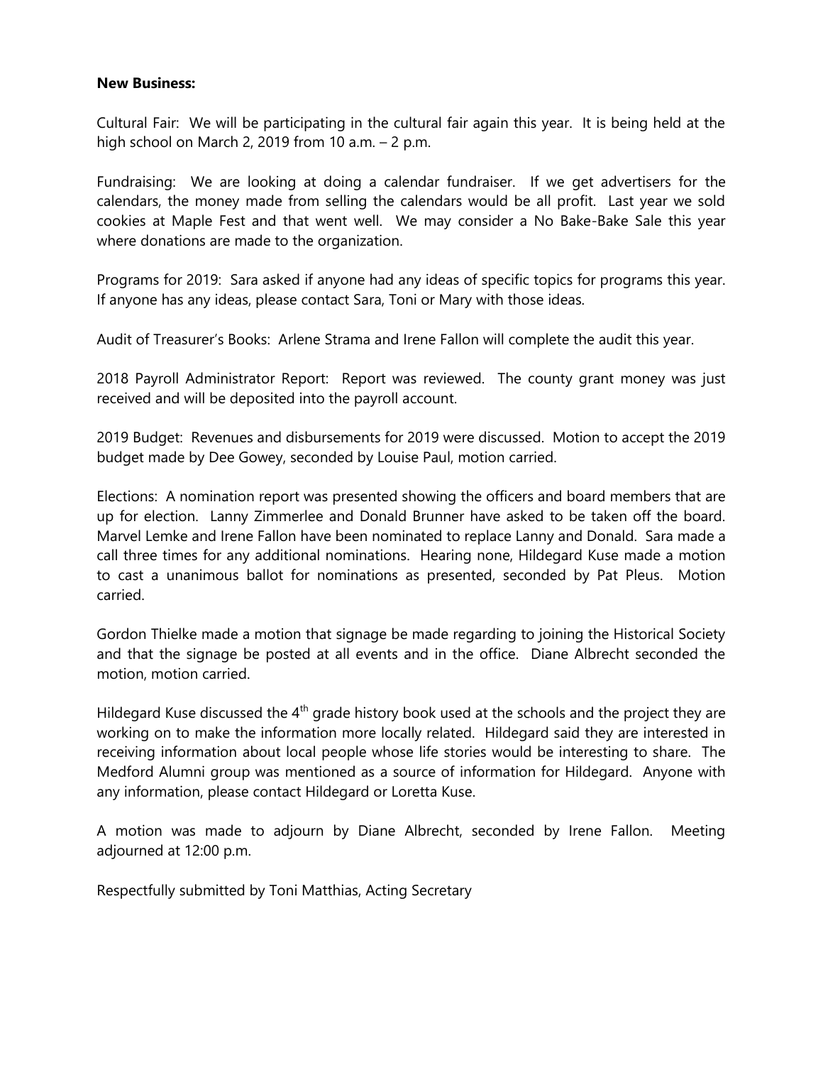**New Business:**

Cultural Fair: We will be participating in the cultural fair again this year. It is being held at the high school on March 2, 2019 from 10 a.m. – 2 p.m.

Fundraising: We are looking at doing a calendar fundraiser. If we get advertisers for the calendars, the money made from selling the calendars would be all profit. Last year we sold cookies at Maple Fest and that went well. We may consider a No Bake-Bake Sale this year where donations are made to the organization.

Programs for 2019: Sara asked if anyone had any ideas of specific topics for programs this year. If anyone has any ideas, please contact Sara, Toni or Mary with those ideas.

Audit of Treasurer's Books: Arlene Strama and Irene Fallon will complete the audit this year.

2018 Payroll Administrator Report: Report was reviewed. The county grant money was just received and will be deposited into the payroll account.

2019 Budget: Revenues and disbursements for 2019 were discussed. Motion to accept the 2019 budget made by Dee Gowey, seconded by Louise Paul, motion carried.

Elections: A nomination report was presented showing the officers and board members that are up for election. Lanny Zimmerlee and Donald Brunner have asked to be taken off the board. Marvel Lemke and Irene Fallon have been nominated to replace Lanny and Donald. Sara made a call three times for any additional nominations. Hearing none, Hildegard Kuse made a motion to cast a unanimous ballot for nominations as presented, seconded by Pat Pleus. Motion carried.

Gordon Thielke made a motion that signage be made regarding to joining the Historical Society and that the signage be posted at all events and in the office. Diane Albrecht seconded the motion, motion carried.

Hildegard Kuse discussed the 4th grade history book used at the schools and the project they are working on to make the information more locally related. Hildegard said they are interested in receiving information about local people whose life stories would be interesting to share. The Medford Alumni group was mentioned as a source of information for Hildegard. Anyone with any information, please contact Hildegard or Loretta Kuse.

A motion was made to adjourn by Diane Albrecht, seconded by Irene Fallon. Meeting adjourned at 12:00 p.m.

Respectfully submitted by Toni Matthias, Acting Secretary